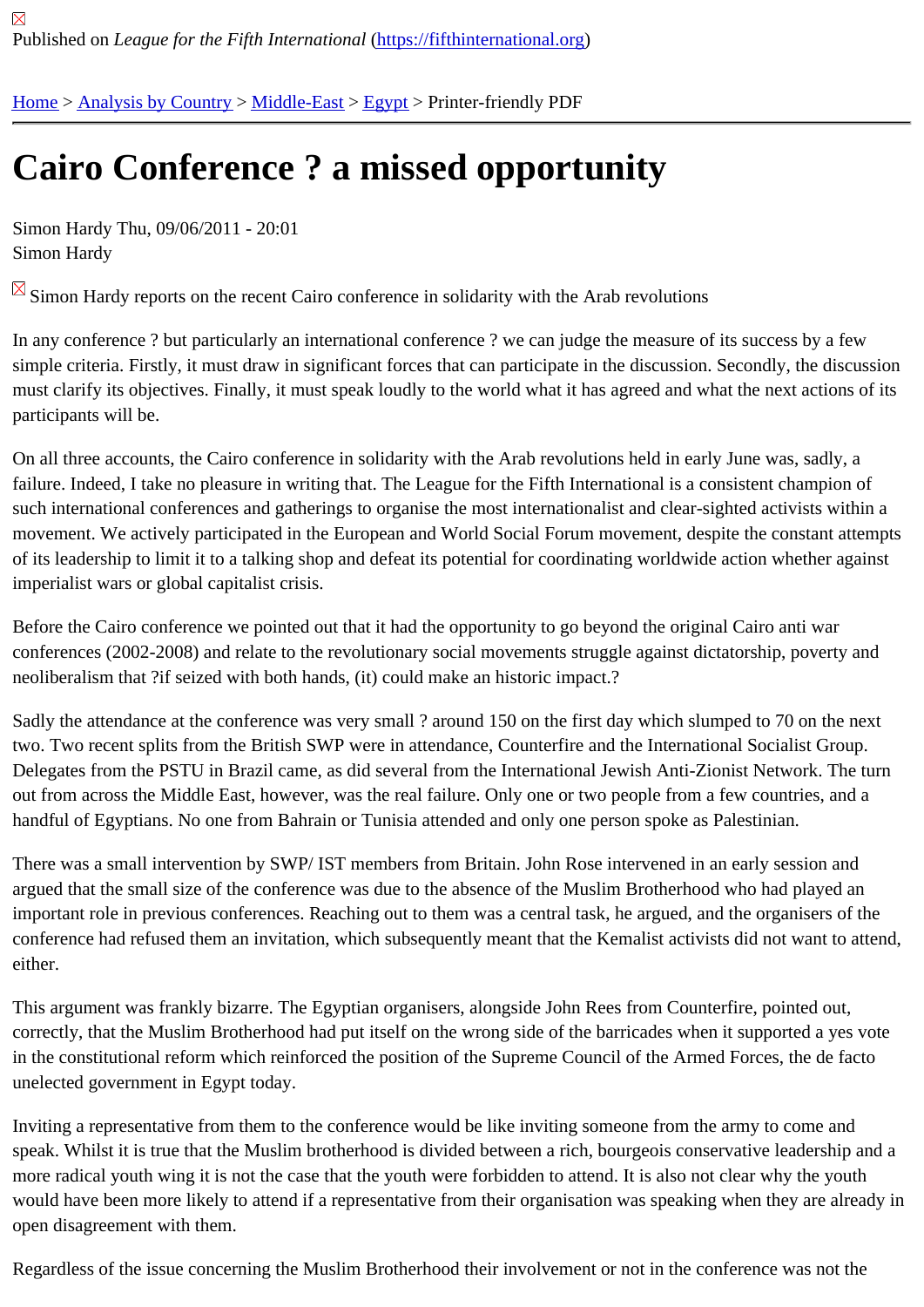Published on *League for the Fifth International* (https://fifthinternational.org)

Home > Analysis by Country > Middle-East > Egypt > Printer-friendly PDF

# Cairo Conference ? a missed opportunity

Simon Hardy Thu, 09/06/2011 - 20:01
Simon Hardy

Simon Hardy reports on the recent Cairo conference in solidarity with the Arab revolutions

In any conference ? but particularly an international conference ? we can judge the measure of its success by a few simple criteria. Firstly, it must draw in significant forces that can participate in the discussion. Secondly, the discussion must clarify its objectives. Finally, it must speak loudly to the world what it has agreed and what the next actions of its participants will be.

On all three accounts, the Cairo conference in solidarity with the Arab revolutions held in early June was, sadly, a failure. Indeed, I take no pleasure in writing that. The League for the Fifth International is a consistent champion of such international conferences and gatherings to organise the most internationalist and clear-sighted activists within a movement. We actively participated in the European and World Social Forum movement, despite the constant attempts of its leadership to limit it to a talking shop and defeat its potential for coordinating worldwide action whether against imperialist wars or global capitalist crisis.

Before the Cairo conference we pointed out that it had the opportunity to go beyond the original Cairo anti war conferences (2002-2008) and relate to the revolutionary social movements struggle against dictatorship, poverty and neoliberalism that ?if seized with both hands, (it) could make an historic impact.?

Sadly the attendance at the conference was very small ? around 150 on the first day which slumped to 70 on the next two. Two recent splits from the British SWP were in attendance, Counterfire and the International Socialist Group. Delegates from the PSTU in Brazil came, as did several from the International Jewish Anti-Zionist Network. The turn out from across the Middle East, however, was the real failure. Only one or two people from a few countries, and a handful of Egyptians. No one from Bahrain or Tunisia attended and only one person spoke as Palestinian.

There was a small intervention by SWP/ IST members from Britain. John Rose intervened in an early session and argued that the small size of the conference was due to the absence of the Muslim Brotherhood who had played an important role in previous conferences. Reaching out to them was a central task, he argued, and the organisers of the conference had refused them an invitation, which subsequently meant that the Kemalist activists did not want to attend, either.

This argument was frankly bizarre. The Egyptian organisers, alongside John Rees from Counterfire, pointed out, correctly, that the Muslim Brotherhood had put itself on the wrong side of the barricades when it supported a yes vote in the constitutional reform which reinforced the position of the Supreme Council of the Armed Forces, the de facto unelected government in Egypt today.

Inviting a representative from them to the conference would be like inviting someone from the army to come and speak. Whilst it is true that the Muslim brotherhood is divided between a rich, bourgeois conservative leadership and a more radical youth wing it is not the case that the youth were forbidden to attend. It is also not clear why the youth would have been more likely to attend if a representative from their organisation was speaking when they are already in open disagreement with them.

Regardless of the issue concerning the Muslim Brotherhood their involvement or not in the conference was not the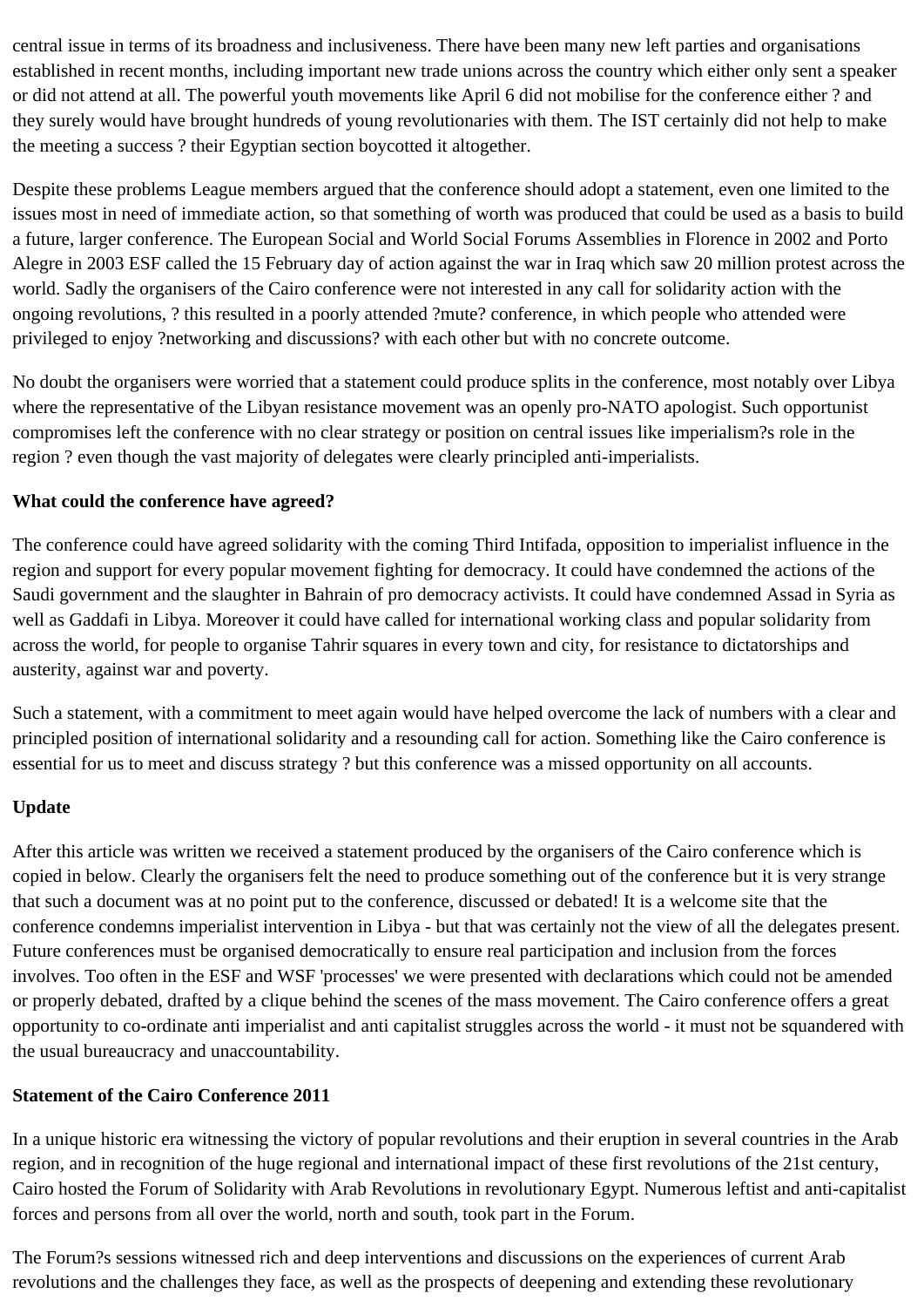central issue in terms of its broadness and inclusiveness. There have been many new left parties and organisations established in recent months, including important new trade unions across the country which either only sent a speaker or did not attend at all. The powerful youth movements like April 6 did not mobilise for the conference either ? and they surely would have brought hundreds of young revolutionaries with them. The IST certainly did not help to make the meeting a success ? their Egyptian section boycotted it altogether.

Despite these problems League members argued that the conference should adopt a statement, even one limited to the issues most in need of immediate action, so that something of worth was produced that could be used as a basis to build a future, larger conference. The European Social and World Social Forums Assemblies in Florence in 2002 and Porto Alegre in 2003 ESF called the 15 February day of action against the war in Iraq which saw 20 million protest across the world. Sadly the organisers of the Cairo conference were not interested in any call for solidarity action with the ongoing revolutions, ? this resulted in a poorly attended ?mute? conference, in which people who attended were privileged to enjoy ?networking and discussions? with each other but with no concrete outcome.

No doubt the organisers were worried that a statement could produce splits in the conference, most notably over Libya where the representative of the Libyan resistance movement was an openly pro-NATO apologist. Such opportunist compromises left the conference with no clear strategy or position on central issues like imperialism?s role in the region ? even though the vast majority of delegates were clearly principled anti-imperialists.

**What could the conference have agreed?**

The conference could have agreed solidarity with the coming Third Intifada, opposition to imperialist influence in the region and support for every popular movement fighting for democracy. It could have condemned the actions of the Saudi government and the slaughter in Bahrain of pro democracy activists. It could have condemned Assad in Syria as well as Gaddafi in Libya. Moreover it could have called for international working class and popular solidarity from across the world, for people to organise Tahrir squares in every town and city, for resistance to dictatorships and austerity, against war and poverty.

Such a statement, with a commitment to meet again would have helped overcome the lack of numbers with a clear and principled position of international solidarity and a resounding call for action. Something like the Cairo conference is essential for us to meet and discuss strategy ? but this conference was a missed opportunity on all accounts.

**Update**

After this article was written we received a statement produced by the organisers of the Cairo conference which is copied in below. Clearly the organisers felt the need to produce something out of the conference but it is very strange that such a document was at no point put to the conference, discussed or debated! It is a welcome site that the conference condemns imperialist intervention in Libya - but that was certainly not the view of all the delegates present. Future conferences must be organised democratically to ensure real participation and inclusion from the forces involves. Too often in the ESF and WSF 'processes' we were presented with declarations which could not be amended or properly debated, drafted by a clique behind the scenes of the mass movement. The Cairo conference offers a great opportunity to co-ordinate anti imperialist and anti capitalist struggles across the world - it must not be squandered with the usual bureaucracy and unaccountability.

**Statement of the Cairo Conference 2011**

In a unique historic era witnessing the victory of popular revolutions and their eruption in several countries in the Arab region, and in recognition of the huge regional and international impact of these first revolutions of the 21st century, Cairo hosted the Forum of Solidarity with Arab Revolutions in revolutionary Egypt. Numerous leftist and anti-capitalist forces and persons from all over the world, north and south, took part in the Forum.

The Forum?s sessions witnessed rich and deep interventions and discussions on the experiences of current Arab revolutions and the challenges they face, as well as the prospects of deepening and extending these revolutionary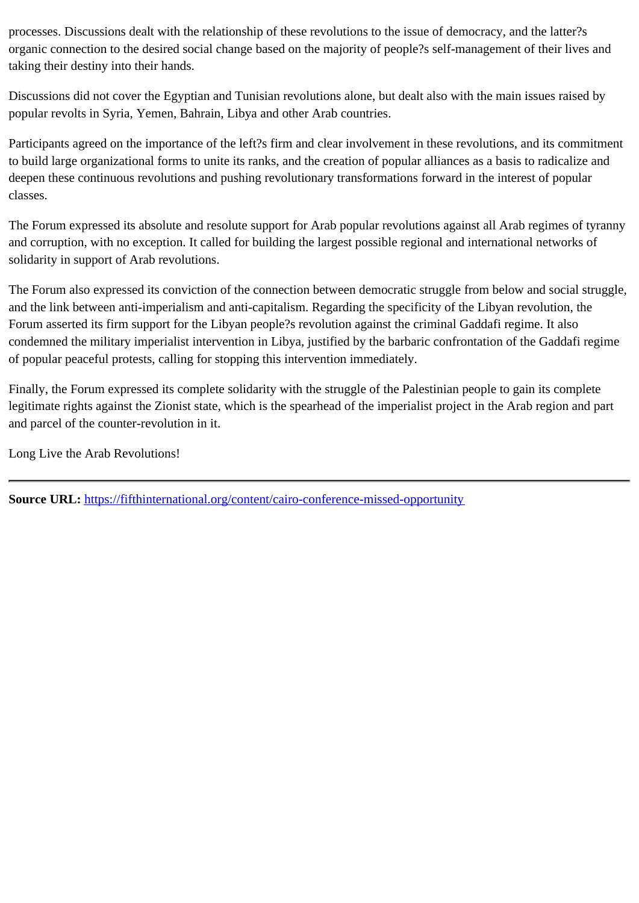processes. Discussions dealt with the relationship of these revolutions to the issue of democracy, and the latter?s organic connection to the desired social change based on the majority of people?s self-management of their lives and taking their destiny into their hands.

Discussions did not cover the Egyptian and Tunisian revolutions alone, but dealt also with the main issues raised by popular revolts in Syria, Yemen, Bahrain, Libya and other Arab countries.

Participants agreed on the importance of the left?s firm and clear involvement in these revolutions, and its commitment to build large organizational forms to unite its ranks, and the creation of popular alliances as a basis to radicalize and deepen these continuous revolutions and pushing revolutionary transformations forward in the interest of popular classes.

The Forum expressed its absolute and resolute support for Arab popular revolutions against all Arab regimes of tyranny and corruption, with no exception. It called for building the largest possible regional and international networks of solidarity in support of Arab revolutions.

The Forum also expressed its conviction of the connection between democratic struggle from below and social struggle, and the link between anti-imperialism and anti-capitalism. Regarding the specificity of the Libyan revolution, the Forum asserted its firm support for the Libyan people?s revolution against the criminal Gaddafi regime. It also condemned the military imperialist intervention in Libya, justified by the barbaric confrontation of the Gaddafi regime of popular peaceful protests, calling for stopping this intervention immediately.

Finally, the Forum expressed its complete solidarity with the struggle of the Palestinian people to gain its complete legitimate rights against the Zionist state, which is the spearhead of the imperialist project in the Arab region and part and parcel of the counter-revolution in it.

Long Live the Arab Revolutions!

---

**Source URL:** https://fifthinternational.org/content/cairo-conference-missed-opportunity